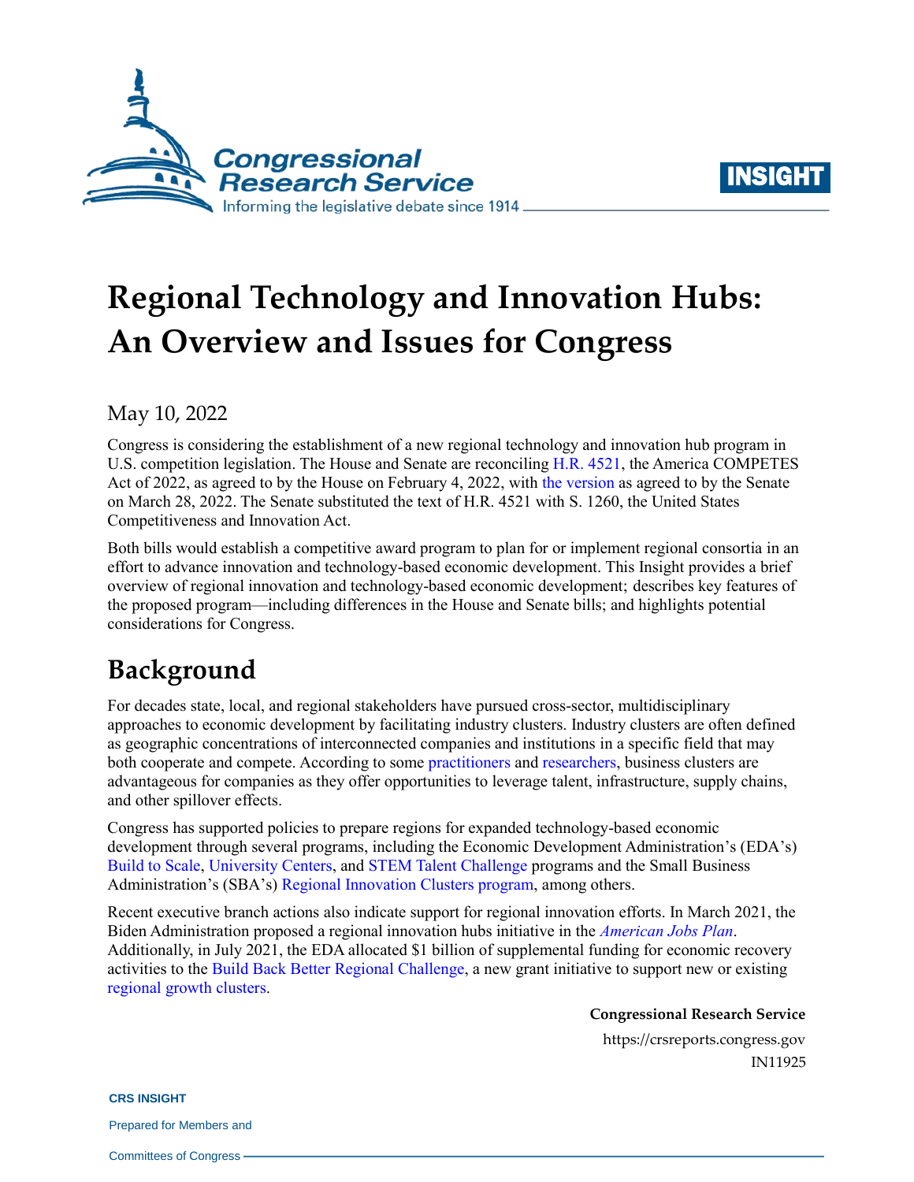# Regional Technology and Innovation Hubs: An Overview and Issues for Congress

May 10, 2022

Congress is considering the establishment of a new regional technology and innovation hub program in U.S. competition legislation. The House and Senate are reconciling H.R. 4521, the America COMPETES Act of 2022, as agreed to by the House on February 4, 2022, with the version as agreed to by the Senate on March 28, 2022. The Senate substituted the text of H.R. 4521 with S. 1260, the United States Competitiveness and Innovation Act.

Both bills would establish a competitive award program to plan for or implement regional consortia in an effort to advance innovation and technology-based economic development. This Insight provides a brief overview of regional innovation and technology-based economic development; describes key features of the proposed program—including differences in the House and Senate bills; and highlights potential considerations for Congress.

## Background

For decades state, local, and regional stakeholders have pursued cross-sector, multidisciplinary approaches to economic development by facilitating industry clusters. Industry clusters are often defined as geographic concentrations of interconnected companies and institutions in a specific field that may both cooperate and compete. According to some practitioners and researchers, business clusters are advantageous for companies as they offer opportunities to leverage talent, infrastructure, supply chains, and other spillover effects.

Congress has supported policies to prepare regions for expanded technology-based economic development through several programs, including the Economic Development Administration's (EDA's) Build to Scale, University Centers, and STEM Talent Challenge programs and the Small Business Administration's (SBA's) Regional Innovation Clusters program, among others.

Recent executive branch actions also indicate support for regional innovation efforts. In March 2021, the Biden Administration proposed a regional innovation hubs initiative in the *American Jobs Plan*. Additionally, in July 2021, the EDA allocated $1 billion of supplemental funding for economic recovery activities to the Build Back Better Regional Challenge, a new grant initiative to support new or existing regional growth clusters.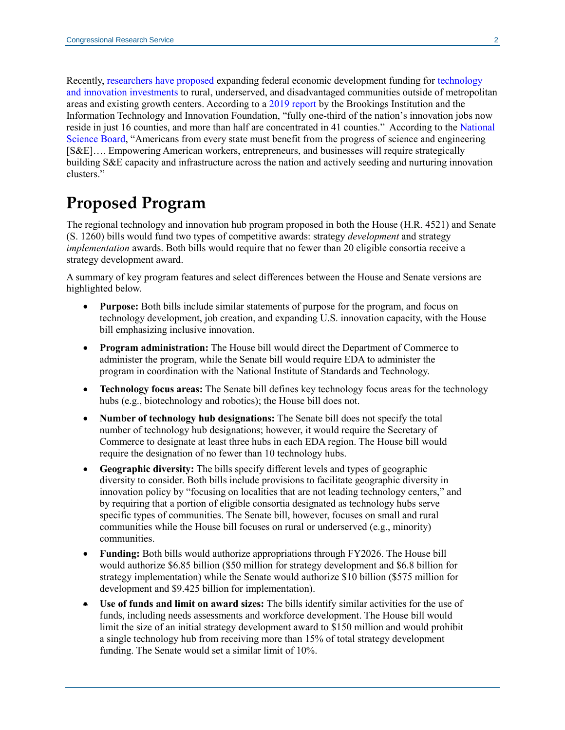Recently, researchers have proposed expanding federal economic development funding for technology and innovation investments to rural, underserved, and disadvantaged communities outside of metropolitan areas and existing growth centers. According to a 2019 report by the Brookings Institution and the Information Technology and Innovation Foundation, "fully one-third of the nation's innovation jobs now reside in just 16 counties, and more than half are concentrated in 41 counties." According to the National Science Board, "Americans from every state must benefit from the progress of science and engineering [S&E]…. Empowering American workers, entrepreneurs, and businesses will require strategically building S&E capacity and infrastructure across the nation and actively seeding and nurturing innovation clusters."

# Proposed Program

The regional technology and innovation hub program proposed in both the House (H.R. 4521) and Senate (S. 1260) bills would fund two types of competitive awards: strategy *development* and strategy *implementation* awards. Both bills would require that no fewer than 20 eligible consortia receive a strategy development award.

A summary of key program features and select differences between the House and Senate versions are highlighted below.

- **Purpose:** Both bills include similar statements of purpose for the program, and focus on technology development, job creation, and expanding U.S. innovation capacity, with the House bill emphasizing inclusive innovation.
- **Program administration:** The House bill would direct the Department of Commerce to administer the program, while the Senate bill would require EDA to administer the program in coordination with the National Institute of Standards and Technology.
- **Technology focus areas:** The Senate bill defines key technology focus areas for the technology hubs (e.g., biotechnology and robotics); the House bill does not.
- **Number of technology hub designations:** The Senate bill does not specify the total number of technology hub designations; however, it would require the Secretary of Commerce to designate at least three hubs in each EDA region. The House bill would require the designation of no fewer than 10 technology hubs.
- **Geographic diversity:** The bills specify different levels and types of geographic diversity to consider. Both bills include provisions to facilitate geographic diversity in innovation policy by "focusing on localities that are not leading technology centers," and by requiring that a portion of eligible consortia designated as technology hubs serve specific types of communities. The Senate bill, however, focuses on small and rural communities while the House bill focuses on rural or underserved (e.g., minority) communities.
- **Funding:** Both bills would authorize appropriations through FY2026. The House bill would authorize $6.85 billion ($50 million for strategy development and $6.8 billion for strategy implementation) while the Senate would authorize $10 billion ($575 million for development and $9.425 billion for implementation).
- **Use of funds and limit on award sizes:** The bills identify similar activities for the use of funds, including needs assessments and workforce development. The House bill would limit the size of an initial strategy development award to $150 million and would prohibit a single technology hub from receiving more than 15% of total strategy development funding. The Senate would set a similar limit of 10%.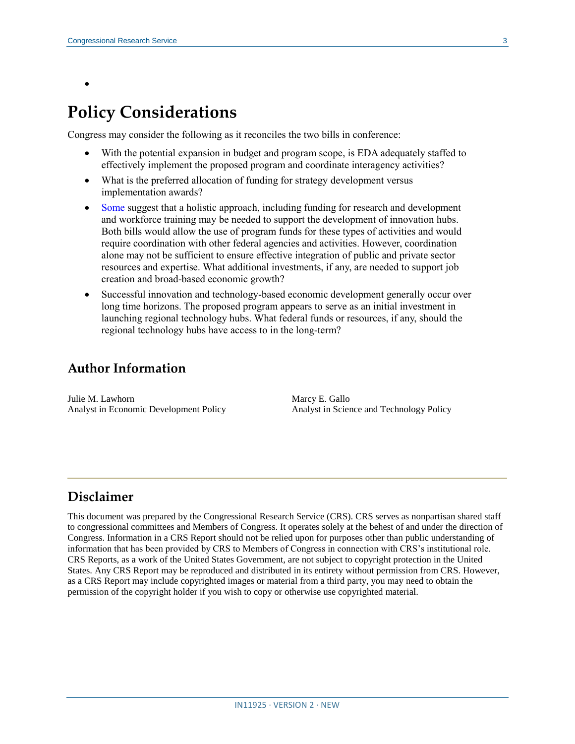## Policy Considerations

Congress may consider the following as it reconciles the two bills in conference:

- With the potential expansion in budget and program scope, is EDA adequately staffed to effectively implement the proposed program and coordinate interagency activities?
- What is the preferred allocation of funding for strategy development versus implementation awards?
- Some suggest that a holistic approach, including funding for research and development and workforce training may be needed to support the development of innovation hubs. Both bills would allow the use of program funds for these types of activities and would require coordination with other federal agencies and activities. However, coordination alone may not be sufficient to ensure effective integration of public and private sector resources and expertise. What additional investments, if any, are needed to support job creation and broad-based economic growth?
- Successful innovation and technology-based economic development generally occur over long time horizons. The proposed program appears to serve as an initial investment in launching regional technology hubs. What federal funds or resources, if any, should the regional technology hubs have access to in the long-term?

## Author Information

Julie M. Lawhorn
Analyst in Economic Development Policy

Marcy E. Gallo
Analyst in Science and Technology Policy

## Disclaimer

This document was prepared by the Congressional Research Service (CRS). CRS serves as nonpartisan shared staff to congressional committees and Members of Congress. It operates solely at the behest of and under the direction of Congress. Information in a CRS Report should not be relied upon for purposes other than public understanding of information that has been provided by CRS to Members of Congress in connection with CRS's institutional role. CRS Reports, as a work of the United States Government, are not subject to copyright protection in the United States. Any CRS Report may be reproduced and distributed in its entirety without permission from CRS. However, as a CRS Report may include copyrighted images or material from a third party, you may need to obtain the permission of the copyright holder if you wish to copy or otherwise use copyrighted material.

IN11925 · VERSION 2 · NEW